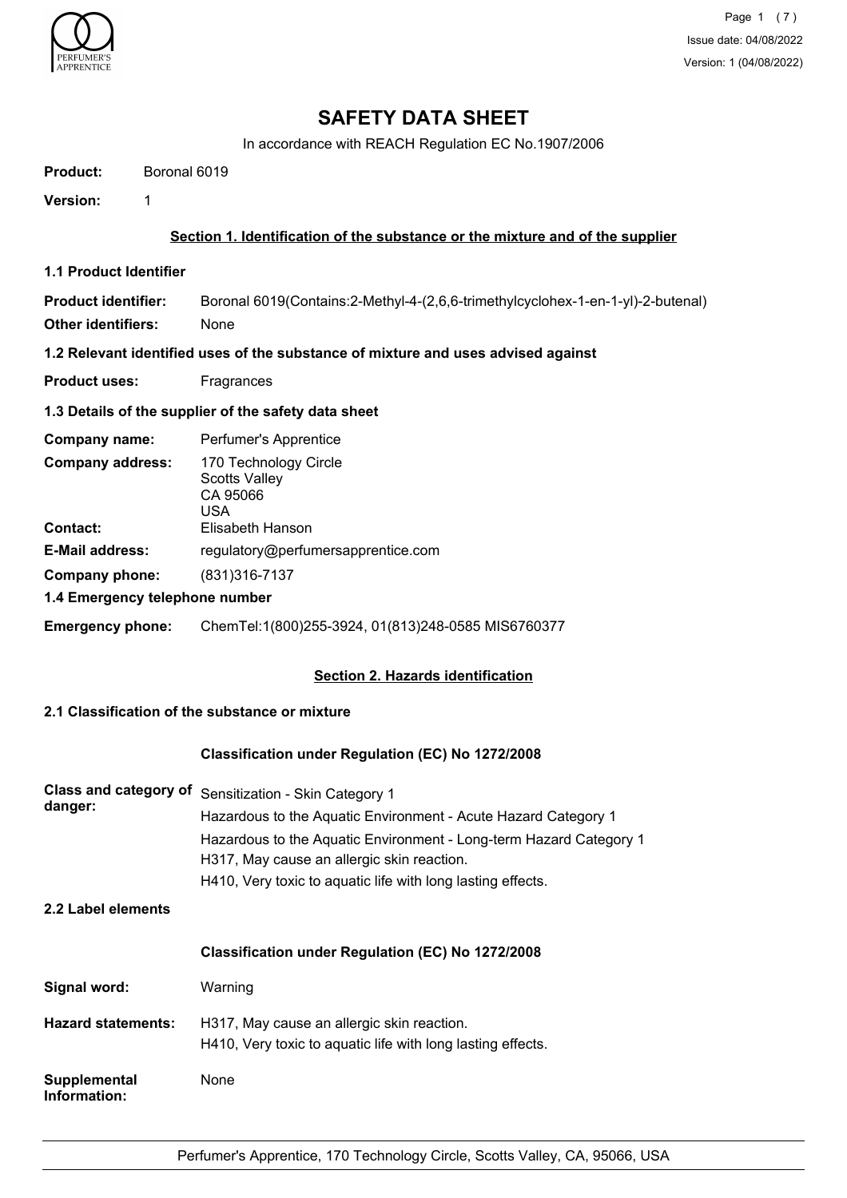# SAFETY DATA SHEET

In accordance with REACH Regulation EC No.1907/2006

**Product:** Boronal 6019

**Version:** 1

## Section 1. Identification of the substance or the mixture and of the supplier

### 1.1 Product Identifier

**Product identifier:** Boronal 6019(Contains:2-Methyl-4-(2,6,6-trimethylcyclohex-1-en-1-yl)-2-butenal)

**Other identifiers:** None

### 1.2 Relevant identified uses of the substance of mixture and uses advised against

**Product uses:** Fragrances

### 1.3 Details of the supplier of the safety data sheet

**Company name:** Perfumer's Apprentice

**Company address:** 170 Technology Circle
Scotts Valley
CA 95066
USA

**Contact:** Elisabeth Hanson

**E-Mail address:** regulatory@perfumersapprentice.com

**Company phone:** (831)316-7137

### 1.4 Emergency telephone number

**Emergency phone:** ChemTel:1(800)255-3924, 01(813)248-0585 MIS6760377

## Section 2. Hazards identification

### 2.1 Classification of the substance or mixture

**Classification under Regulation (EC) No 1272/2008**

**Class and category of danger:**
Sensitization - Skin Category 1
Hazardous to the Aquatic Environment - Acute Hazard Category 1
Hazardous to the Aquatic Environment - Long-term Hazard Category 1
H317, May cause an allergic skin reaction.
H410, Very toxic to aquatic life with long lasting effects.

### 2.2 Label elements

**Classification under Regulation (EC) No 1272/2008**

**Signal word:** Warning

**Hazard statements:** H317, May cause an allergic skin reaction.
H410, Very toxic to aquatic life with long lasting effects.

**Supplemental Information:** None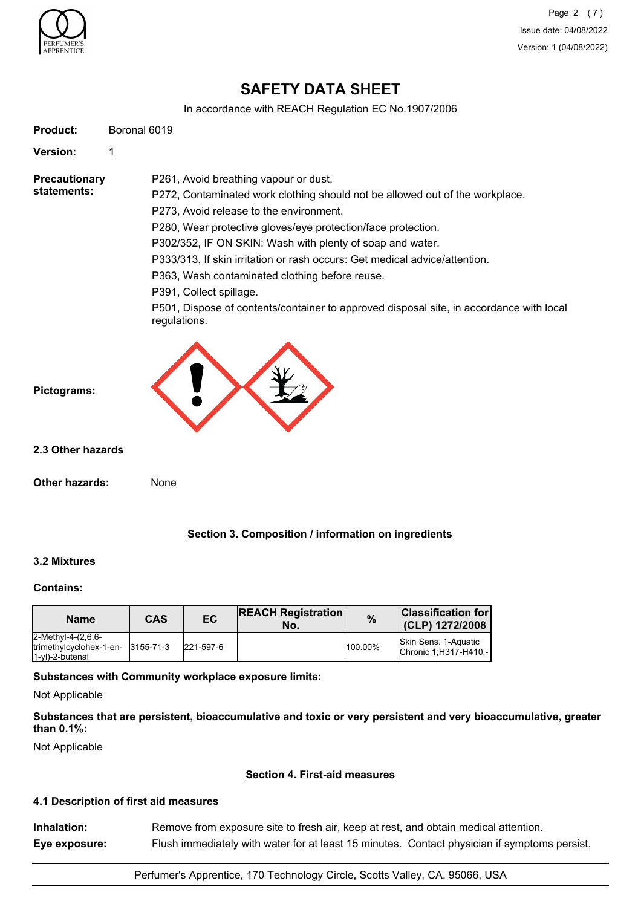# SAFETY DATA SHEET

In accordance with REACH Regulation EC No.1907/2006

**Product:** Boronal 6019

**Version:** 1

**Precautionary statements:**

P261, Avoid breathing vapour or dust.
P272, Contaminated work clothing should not be allowed out of the workplace.
P273, Avoid release to the environment.
P280, Wear protective gloves/eye protection/face protection.
P302/352, IF ON SKIN: Wash with plenty of soap and water.
P333/313, If skin irritation or rash occurs: Get medical advice/attention.
P363, Wash contaminated clothing before reuse.
P391, Collect spillage.
P501, Dispose of contents/container to approved disposal site, in accordance with local regulations.

**Pictograms:**

### 2.3 Other hazards

**Other hazards:** None

## Section 3. Composition / information on ingredients

### 3.2 Mixtures

**Contains:**

| Name | CAS | EC | REACH Registration No. | % | Classification for (CLP) 1272/2008 |
|---|---|---|---|---|---|
| 2-Methyl-4-(2,6,6-trimethylcyclohex-1-en-1-yl)-2-butenal | 3155-71-3 | 221-597-6 | | 100.00% | Skin Sens. 1-Aquatic Chronic 1;H317-H410,- |

**Substances with Community workplace exposure limits:**

Not Applicable

**Substances that are persistent, bioaccumulative and toxic or very persistent and very bioaccumulative, greater than 0.1%:**

Not Applicable

## Section 4. First-aid measures

### 4.1 Description of first aid measures

**Inhalation:** Remove from exposure site to fresh air, keep at rest, and obtain medical attention.

**Eye exposure:** Flush immediately with water for at least 15 minutes. Contact physician if symptoms persist.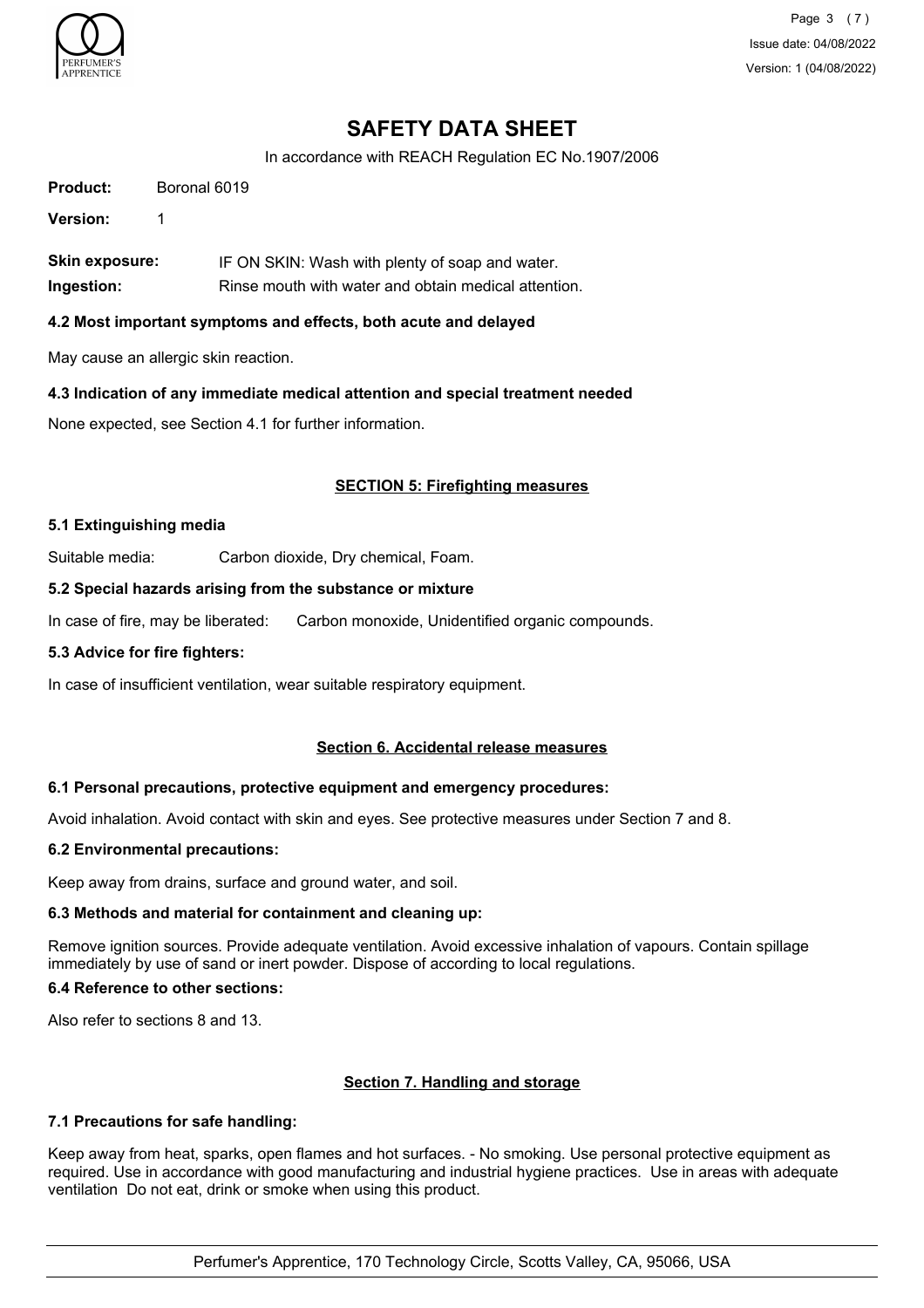**Skin exposure:** IF ON SKIN: Wash with plenty of soap and water.

**Ingestion:** Rinse mouth with water and obtain medical attention.

### 4.2 Most important symptoms and effects, both acute and delayed

May cause an allergic skin reaction.

### 4.3 Indication of any immediate medical attention and special treatment needed

None expected, see Section 4.1 for further information.

## SECTION 5: Firefighting measures

### 5.1 Extinguishing media

Suitable media: Carbon dioxide, Dry chemical, Foam.

### 5.2 Special hazards arising from the substance or mixture

In case of fire, may be liberated: Carbon monoxide, Unidentified organic compounds.

### 5.3 Advice for fire fighters:

In case of insufficient ventilation, wear suitable respiratory equipment.

## Section 6. Accidental release measures

### 6.1 Personal precautions, protective equipment and emergency procedures:

Avoid inhalation. Avoid contact with skin and eyes. See protective measures under Section 7 and 8.

### 6.2 Environmental precautions:

Keep away from drains, surface and ground water, and soil.

### 6.3 Methods and material for containment and cleaning up:

Remove ignition sources. Provide adequate ventilation. Avoid excessive inhalation of vapours. Contain spillage immediately by use of sand or inert powder. Dispose of according to local regulations.

### 6.4 Reference to other sections:

Also refer to sections 8 and 13.

## Section 7. Handling and storage

### 7.1 Precautions for safe handling:

Keep away from heat, sparks, open flames and hot surfaces. - No smoking. Use personal protective equipment as required. Use in accordance with good manufacturing and industrial hygiene practices. Use in areas with adequate ventilation Do not eat, drink or smoke when using this product.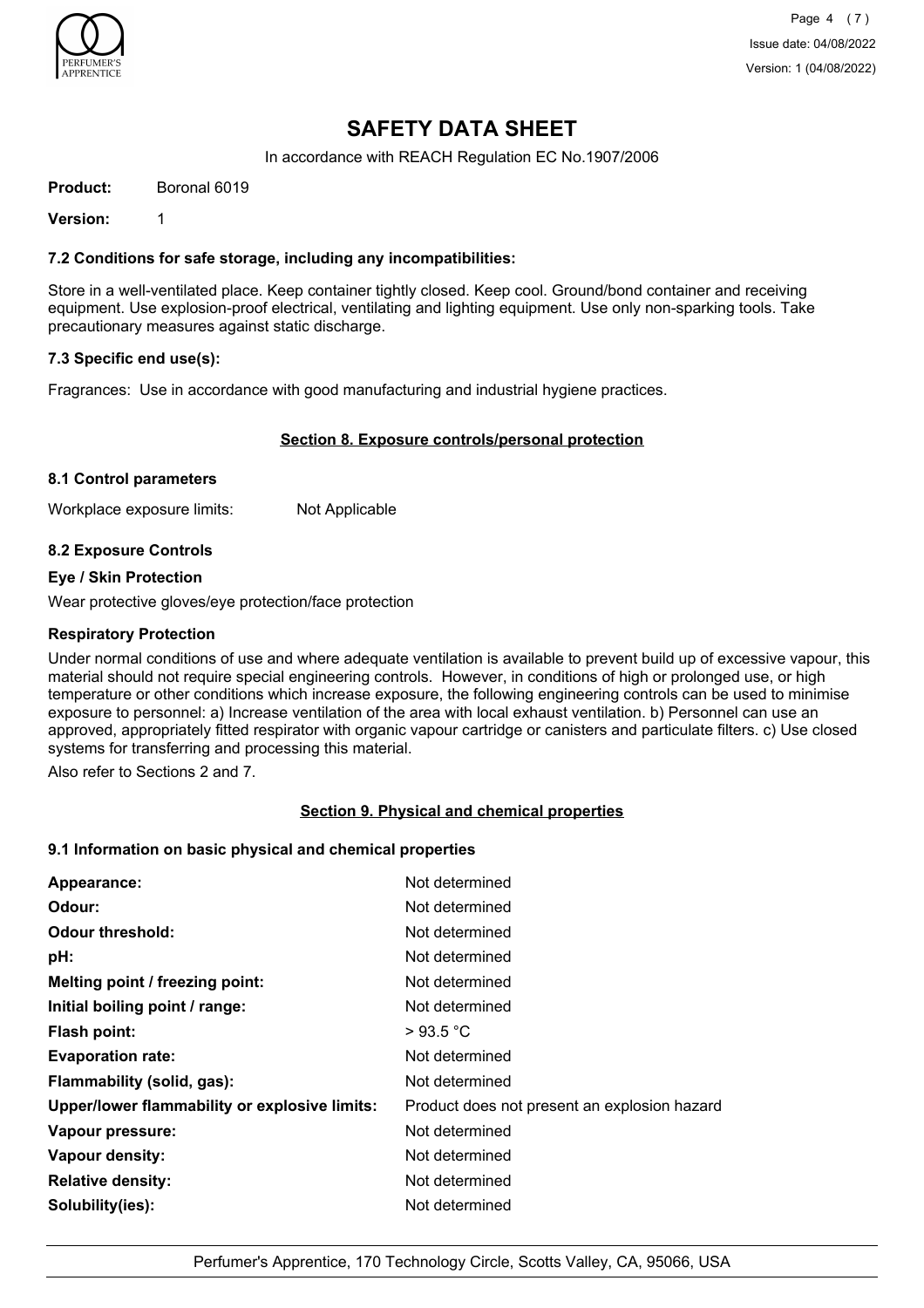# SAFETY DATA SHEET

In accordance with REACH Regulation EC No.1907/2006

**Product:** Boronal 6019

**Version:** 1

### 7.2 Conditions for safe storage, including any incompatibilities:

Store in a well-ventilated place. Keep container tightly closed. Keep cool. Ground/bond container and receiving equipment. Use explosion-proof electrical, ventilating and lighting equipment. Use only non-sparking tools. Take precautionary measures against static discharge.

### 7.3 Specific end use(s):

Fragrances: Use in accordance with good manufacturing and industrial hygiene practices.

## Section 8. Exposure controls/personal protection

### 8.1 Control parameters

Workplace exposure limits: Not Applicable

### 8.2 Exposure Controls

**Eye / Skin Protection**

Wear protective gloves/eye protection/face protection

**Respiratory Protection**

Under normal conditions of use and where adequate ventilation is available to prevent build up of excessive vapour, this material should not require special engineering controls. However, in conditions of high or prolonged use, or high temperature or other conditions which increase exposure, the following engineering controls can be used to minimise exposure to personnel: a) Increase ventilation of the area with local exhaust ventilation. b) Personnel can use an approved, appropriately fitted respirator with organic vapour cartridge or canisters and particulate filters. c) Use closed systems for transferring and processing this material.

Also refer to Sections 2 and 7.

## Section 9. Physical and chemical properties

### 9.1 Information on basic physical and chemical properties

| | |
|---|---|
| **Appearance:** | Not determined |
| **Odour:** | Not determined |
| **Odour threshold:** | Not determined |
| **pH:** | Not determined |
| **Melting point / freezing point:** | Not determined |
| **Initial boiling point / range:** | Not determined |
| **Flash point:** | > 93.5 °C |
| **Evaporation rate:** | Not determined |
| **Flammability (solid, gas):** | Not determined |
| **Upper/lower flammability or explosive limits:** | Product does not present an explosion hazard |
| **Vapour pressure:** | Not determined |
| **Vapour density:** | Not determined |
| **Relative density:** | Not determined |
| **Solubility(ies):** | Not determined |

Perfumer's Apprentice, 170 Technology Circle, Scotts Valley, CA, 95066, USA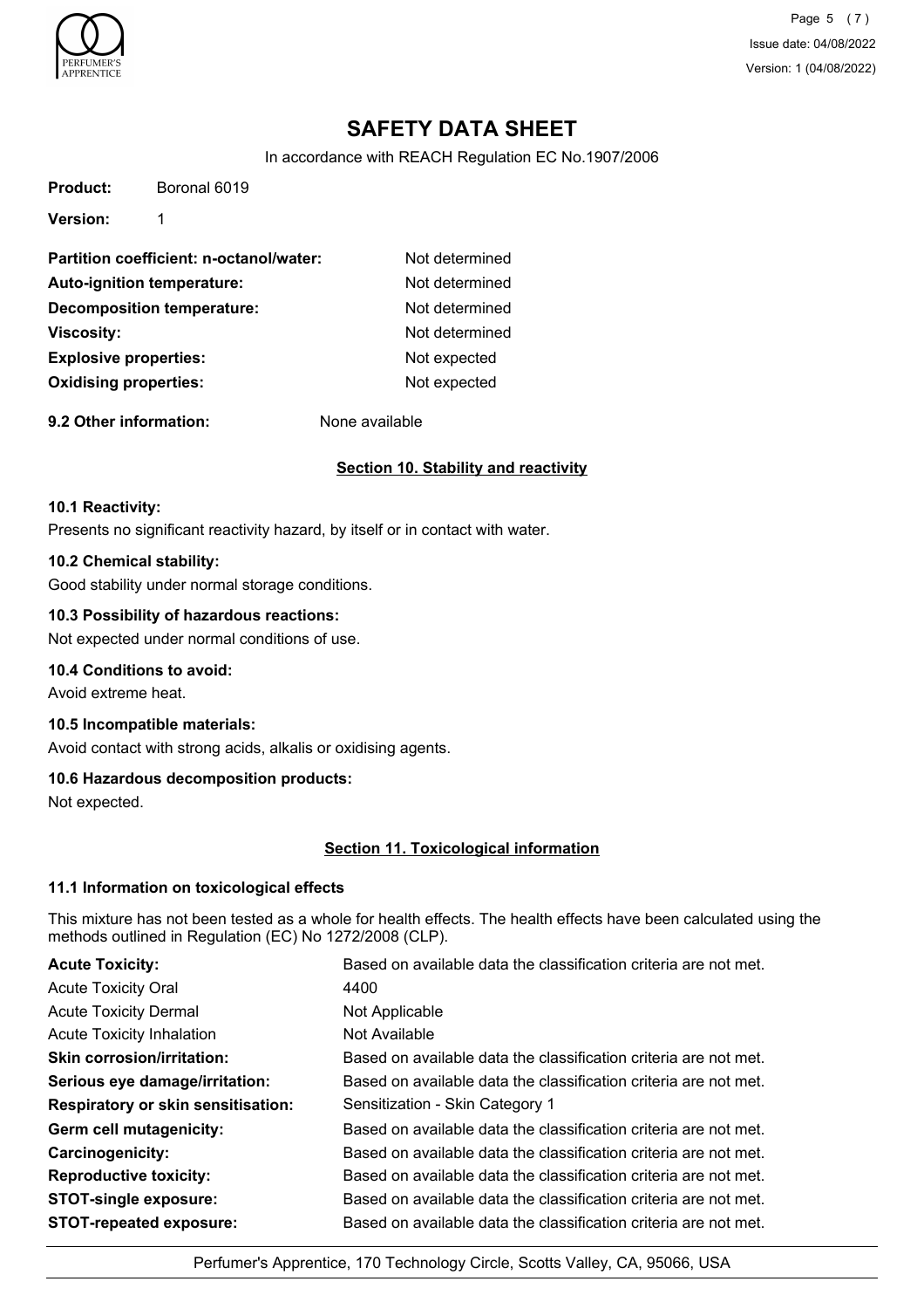# SAFETY DATA SHEET

In accordance with REACH Regulation EC No.1907/2006

**Product:** Boronal 6019

**Version:** 1

| | |
|---|---|
| **Partition coefficient: n-octanol/water:** | Not determined |
| **Auto-ignition temperature:** | Not determined |
| **Decomposition temperature:** | Not determined |
| **Viscosity:** | Not determined |
| **Explosive properties:** | Not expected |
| **Oxidising properties:** | Not expected |

**9.2 Other information:** None available

## Section 10. Stability and reactivity

**10.1 Reactivity:**

Presents no significant reactivity hazard, by itself or in contact with water.

**10.2 Chemical stability:**

Good stability under normal storage conditions.

**10.3 Possibility of hazardous reactions:**

Not expected under normal conditions of use.

**10.4 Conditions to avoid:**

Avoid extreme heat.

**10.5 Incompatible materials:**

Avoid contact with strong acids, alkalis or oxidising agents.

**10.6 Hazardous decomposition products:**

Not expected.

## Section 11. Toxicological information

**11.1 Information on toxicological effects**

This mixture has not been tested as a whole for health effects. The health effects have been calculated using the methods outlined in Regulation (EC) No 1272/2008 (CLP).

| | |
|---|---|
| **Acute Toxicity:** | Based on available data the classification criteria are not met. |
| Acute Toxicity Oral | 4400 |
| Acute Toxicity Dermal | Not Applicable |
| Acute Toxicity Inhalation | Not Available |
| **Skin corrosion/irritation:** | Based on available data the classification criteria are not met. |
| **Serious eye damage/irritation:** | Based on available data the classification criteria are not met. |
| **Respiratory or skin sensitisation:** | Sensitization - Skin Category 1 |
| **Germ cell mutagenicity:** | Based on available data the classification criteria are not met. |
| **Carcinogenicity:** | Based on available data the classification criteria are not met. |
| **Reproductive toxicity:** | Based on available data the classification criteria are not met. |
| **STOT-single exposure:** | Based on available data the classification criteria are not met. |
| **STOT-repeated exposure:** | Based on available data the classification criteria are not met. |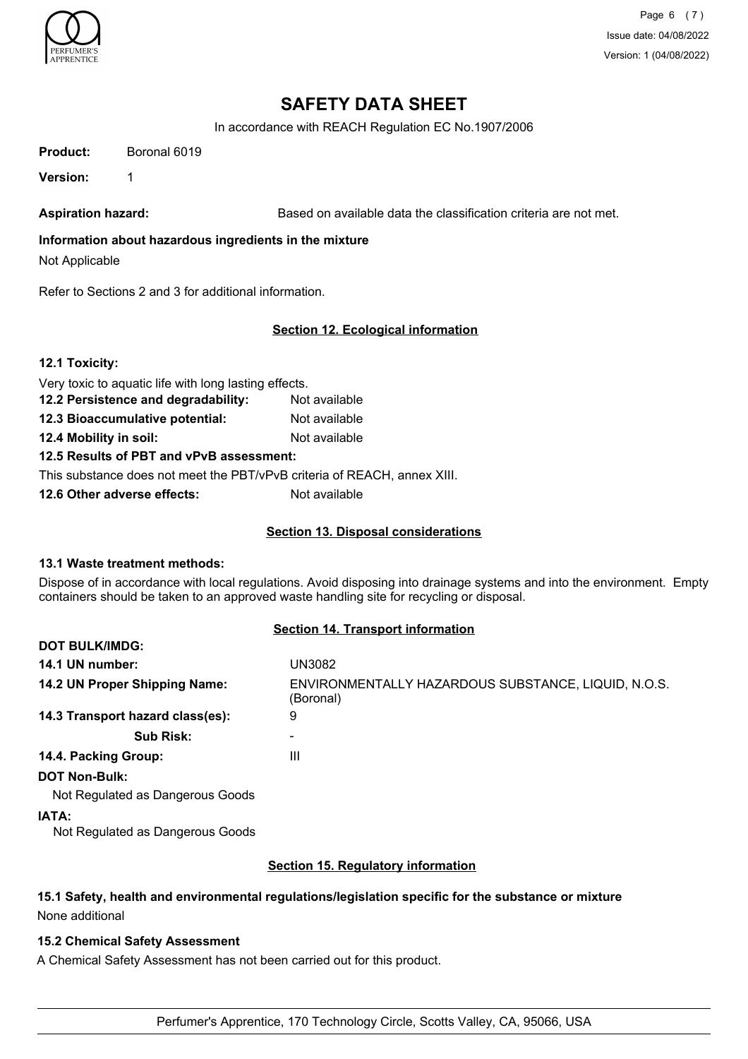# SAFETY DATA SHEET

In accordance with REACH Regulation EC No.1907/2006

**Product:** Boronal 6019

**Version:** 1

**Aspiration hazard:** Based on available data the classification criteria are not met.

**Information about hazardous ingredients in the mixture**

Not Applicable

Refer to Sections 2 and 3 for additional information.

## Section 12. Ecological information

**12.1 Toxicity:**

Very toxic to aquatic life with long lasting effects.

**12.2 Persistence and degradability:** Not available

**12.3 Bioaccumulative potential:** Not available

**12.4 Mobility in soil:** Not available

**12.5 Results of PBT and vPvB assessment:**

This substance does not meet the PBT/vPvB criteria of REACH, annex XIII.

**12.6 Other adverse effects:** Not available

## Section 13. Disposal considerations

**13.1 Waste treatment methods:**

Dispose of in accordance with local regulations. Avoid disposing into drainage systems and into the environment. Empty containers should be taken to an approved waste handling site for recycling or disposal.

## Section 14. Transport information

**DOT BULK/IMDG:**

**14.1 UN number:** UN3082

**14.2 UN Proper Shipping Name:** ENVIRONMENTALLY HAZARDOUS SUBSTANCE, LIQUID, N.O.S. (Boronal)

**14.3 Transport hazard class(es):** 9

**Sub Risk:** -

**14.4. Packing Group:** III

**DOT Non-Bulk:**

Not Regulated as Dangerous Goods

**IATA:**

Not Regulated as Dangerous Goods

## Section 15. Regulatory information

**15.1 Safety, health and environmental regulations/legislation specific for the substance or mixture**

None additional

**15.2 Chemical Safety Assessment**

A Chemical Safety Assessment has not been carried out for this product.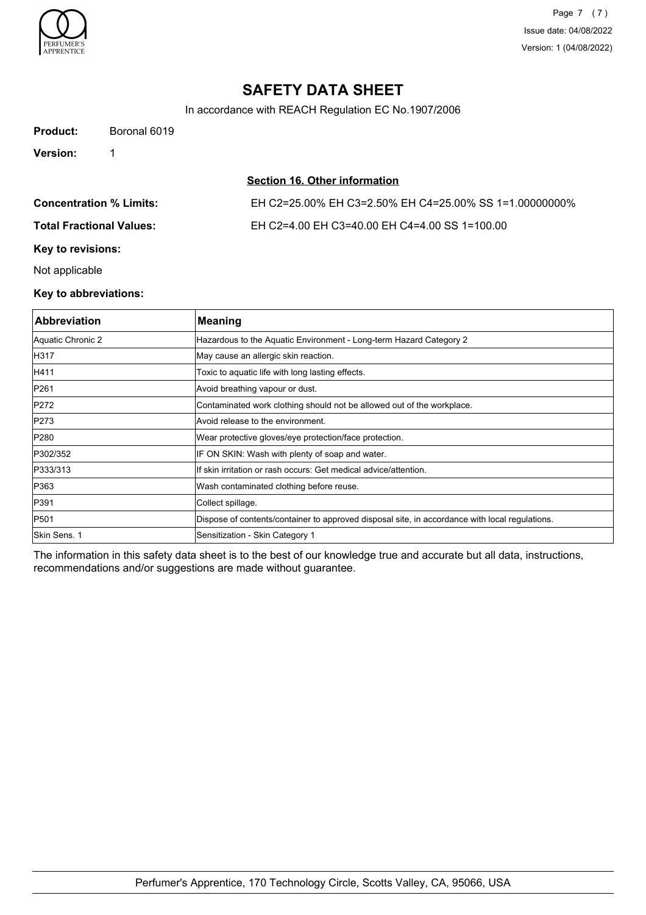# SAFETY DATA SHEET

In accordance with REACH Regulation EC No.1907/2006

**Product:** Boronal 6019

**Version:** 1

## Section 16. Other information

**Concentration % Limits:** EH C2=25.00% EH C3=2.50% EH C4=25.00% SS 1=1.00000000%

**Total Fractional Values:** EH C2=4.00 EH C3=40.00 EH C4=4.00 SS 1=100.00

**Key to revisions:**

Not applicable

**Key to abbreviations:**

| Abbreviation | Meaning |
|---|---|
| Aquatic Chronic 2 | Hazardous to the Aquatic Environment - Long-term Hazard Category 2 |
| H317 | May cause an allergic skin reaction. |
| H411 | Toxic to aquatic life with long lasting effects. |
| P261 | Avoid breathing vapour or dust. |
| P272 | Contaminated work clothing should not be allowed out of the workplace. |
| P273 | Avoid release to the environment. |
| P280 | Wear protective gloves/eye protection/face protection. |
| P302/352 | IF ON SKIN: Wash with plenty of soap and water. |
| P333/313 | If skin irritation or rash occurs: Get medical advice/attention. |
| P363 | Wash contaminated clothing before reuse. |
| P391 | Collect spillage. |
| P501 | Dispose of contents/container to approved disposal site, in accordance with local regulations. |
| Skin Sens. 1 | Sensitization - Skin Category 1 |

The information in this safety data sheet is to the best of our knowledge true and accurate but all data, instructions, recommendations and/or suggestions are made without guarantee.